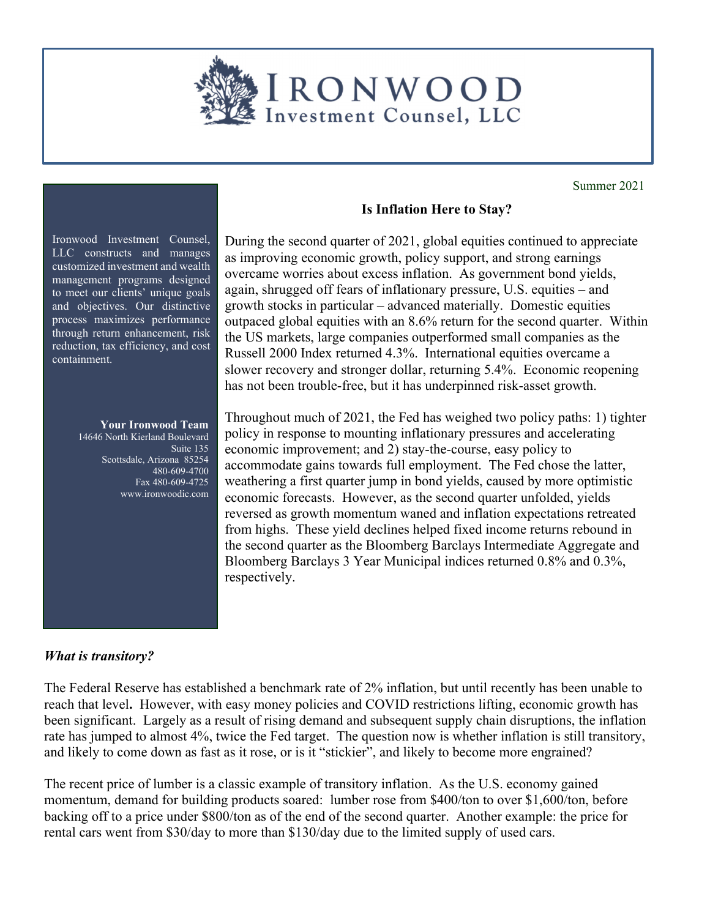# IRONWOOD Investment Counsel, LLC

Summer 2021

Ironwood Investment Counsel, LLC constructs and manages customized investment and wealth management programs designed to meet our clients' unique goals and objectives. Our distinctive process maximizes performance through return enhancement, risk reduction, tax efficiency, and cost containment.

**Your Ironwood Team**
14646 North Kierland Boulevard
Suite 135
Scottsdale, Arizona 85254
480-609-4700
Fax 480-609-4725
www.ironwoodic.com

## Is Inflation Here to Stay?

During the second quarter of 2021, global equities continued to appreciate as improving economic growth, policy support, and strong earnings overcame worries about excess inflation. As government bond yields, again, shrugged off fears of inflationary pressure, U.S. equities – and growth stocks in particular – advanced materially. Domestic equities outpaced global equities with an 8.6% return for the second quarter. Within the US markets, large companies outperformed small companies as the Russell 2000 Index returned 4.3%. International equities overcame a slower recovery and stronger dollar, returning 5.4%. Economic reopening has not been trouble-free, but it has underpinned risk-asset growth.

Throughout much of 2021, the Fed has weighed two policy paths: 1) tighter policy in response to mounting inflationary pressures and accelerating economic improvement; and 2) stay-the-course, easy policy to accommodate gains towards full employment. The Fed chose the latter, weathering a first quarter jump in bond yields, caused by more optimistic economic forecasts. However, as the second quarter unfolded, yields reversed as growth momentum waned and inflation expectations retreated from highs. These yield declines helped fixed income returns rebound in the second quarter as the Bloomberg Barclays Intermediate Aggregate and Bloomberg Barclays 3 Year Municipal indices returned 0.8% and 0.3%, respectively.

***What is transitory?***

The Federal Reserve has established a benchmark rate of 2% inflation, but until recently has been unable to reach that level**.** However, with easy money policies and COVID restrictions lifting, economic growth has been significant. Largely as a result of rising demand and subsequent supply chain disruptions, the inflation rate has jumped to almost 4%, twice the Fed target. The question now is whether inflation is still transitory, and likely to come down as fast as it rose, or is it "stickier", and likely to become more engrained?

The recent price of lumber is a classic example of transitory inflation. As the U.S. economy gained momentum, demand for building products soared: lumber rose from $400/ton to over $1,600/ton, before backing off to a price under $800/ton as of the end of the second quarter. Another example: the price for rental cars went from $30/day to more than $130/day due to the limited supply of used cars.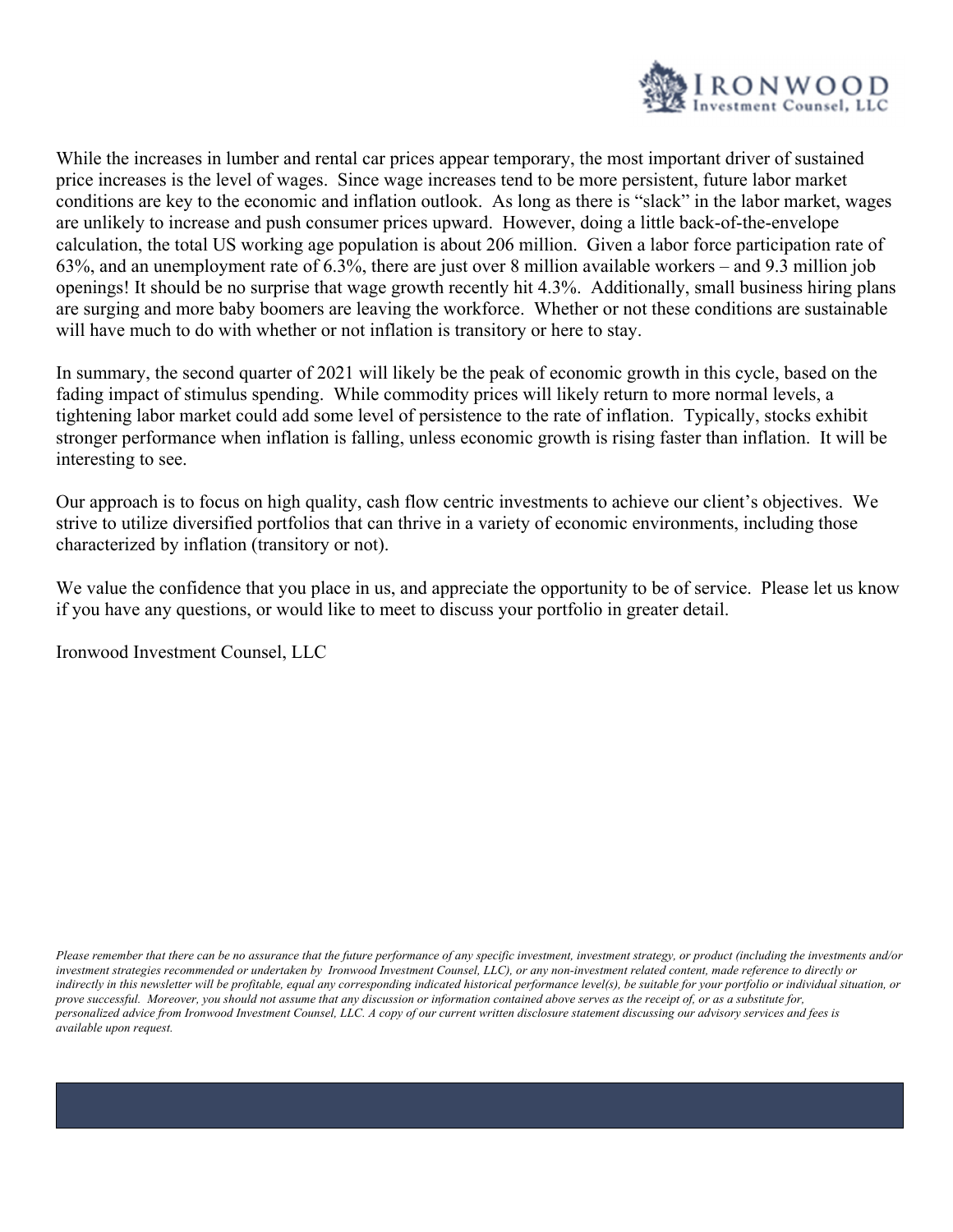While the increases in lumber and rental car prices appear temporary, the most important driver of sustained price increases is the level of wages. Since wage increases tend to be more persistent, future labor market conditions are key to the economic and inflation outlook. As long as there is "slack" in the labor market, wages are unlikely to increase and push consumer prices upward. However, doing a little back-of-the-envelope calculation, the total US working age population is about 206 million. Given a labor force participation rate of 63%, and an unemployment rate of 6.3%, there are just over 8 million available workers – and 9.3 million job openings! It should be no surprise that wage growth recently hit 4.3%. Additionally, small business hiring plans are surging and more baby boomers are leaving the workforce. Whether or not these conditions are sustainable will have much to do with whether or not inflation is transitory or here to stay.

In summary, the second quarter of 2021 will likely be the peak of economic growth in this cycle, based on the fading impact of stimulus spending. While commodity prices will likely return to more normal levels, a tightening labor market could add some level of persistence to the rate of inflation. Typically, stocks exhibit stronger performance when inflation is falling, unless economic growth is rising faster than inflation. It will be interesting to see.

Our approach is to focus on high quality, cash flow centric investments to achieve our client's objectives. We strive to utilize diversified portfolios that can thrive in a variety of economic environments, including those characterized by inflation (transitory or not).

We value the confidence that you place in us, and appreciate the opportunity to be of service. Please let us know if you have any questions, or would like to meet to discuss your portfolio in greater detail.

Ironwood Investment Counsel, LLC

*Please remember that there can be no assurance that the future performance of any specific investment, investment strategy, or product (including the investments and/or investment strategies recommended or undertaken by Ironwood Investment Counsel, LLC), or any non-investment related content, made reference to directly or indirectly in this newsletter will be profitable, equal any corresponding indicated historical performance level(s), be suitable for your portfolio or individual situation, or prove successful. Moreover, you should not assume that any discussion or information contained above serves as the receipt of, or as a substitute for, personalized advice from Ironwood Investment Counsel, LLC. A copy of our current written disclosure statement discussing our advisory services and fees is available upon request.*